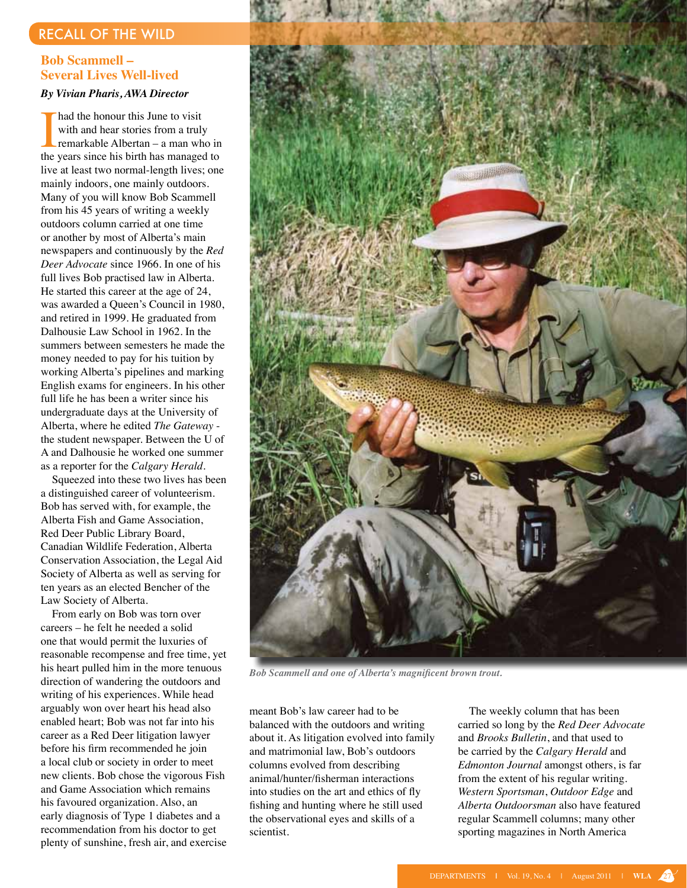## RECALL OF THE WILD

# Bob Scammell – Several Lives Well-lived

***By Vivian Pharis, AWA Director***

I had the honour this June to visit with and hear stories from a truly remarkable Albertan – a man who in the years since his birth has managed to live at least two normal-length lives; one mainly indoors, one mainly outdoors. Many of you will know Bob Scammell from his 45 years of writing a weekly outdoors column carried at one time or another by most of Alberta's main newspapers and continuously by the *Red Deer Advocate* since 1966. In one of his full lives Bob practised law in Alberta. He started this career at the age of 24, was awarded a Queen's Council in 1980, and retired in 1999. He graduated from Dalhousie Law School in 1962. In the summers between semesters he made the money needed to pay for his tuition by working Alberta's pipelines and marking English exams for engineers. In his other full life he has been a writer since his undergraduate days at the University of Alberta, where he edited *The Gateway* - the student newspaper. Between the U of A and Dalhousie he worked one summer as a reporter for the *Calgary Herald*.

Squeezed into these two lives has been a distinguished career of volunteerism. Bob has served with, for example, the Alberta Fish and Game Association, Red Deer Public Library Board, Canadian Wildlife Federation, Alberta Conservation Association, the Legal Aid Society of Alberta as well as serving for ten years as an elected Bencher of the Law Society of Alberta.

From early on Bob was torn over careers – he felt he needed a solid one that would permit the luxuries of reasonable recompense and free time, yet his heart pulled him in the more tenuous direction of wandering the outdoors and writing of his experiences. While head arguably won over heart his head also enabled heart; Bob was not far into his career as a Red Deer litigation lawyer before his firm recommended he join a local club or society in order to meet new clients. Bob chose the vigorous Fish and Game Association which remains his favoured organization. Also, an early diagnosis of Type 1 diabetes and a recommendation from his doctor to get plenty of sunshine, fresh air, and exercise meant Bob's law career had to be balanced with the outdoors and writing about it. As litigation evolved into family and matrimonial law, Bob's outdoors columns evolved from describing animal/hunter/fisherman interactions into studies on the art and ethics of fly fishing and hunting where he still used the observational eyes and skills of a scientist.

*Bob Scammell and one of Alberta's magnificent brown trout.*

The weekly column that has been carried so long by the *Red Deer Advocate* and *Brooks Bulletin*, and that used to be carried by the *Calgary Herald* and *Edmonton Journal* amongst others, is far from the extent of his regular writing. *Western Sportsman*, *Outdoor Edge* and *Alberta Outdoorsman* also have featured regular Scammell columns; many other sporting magazines in North America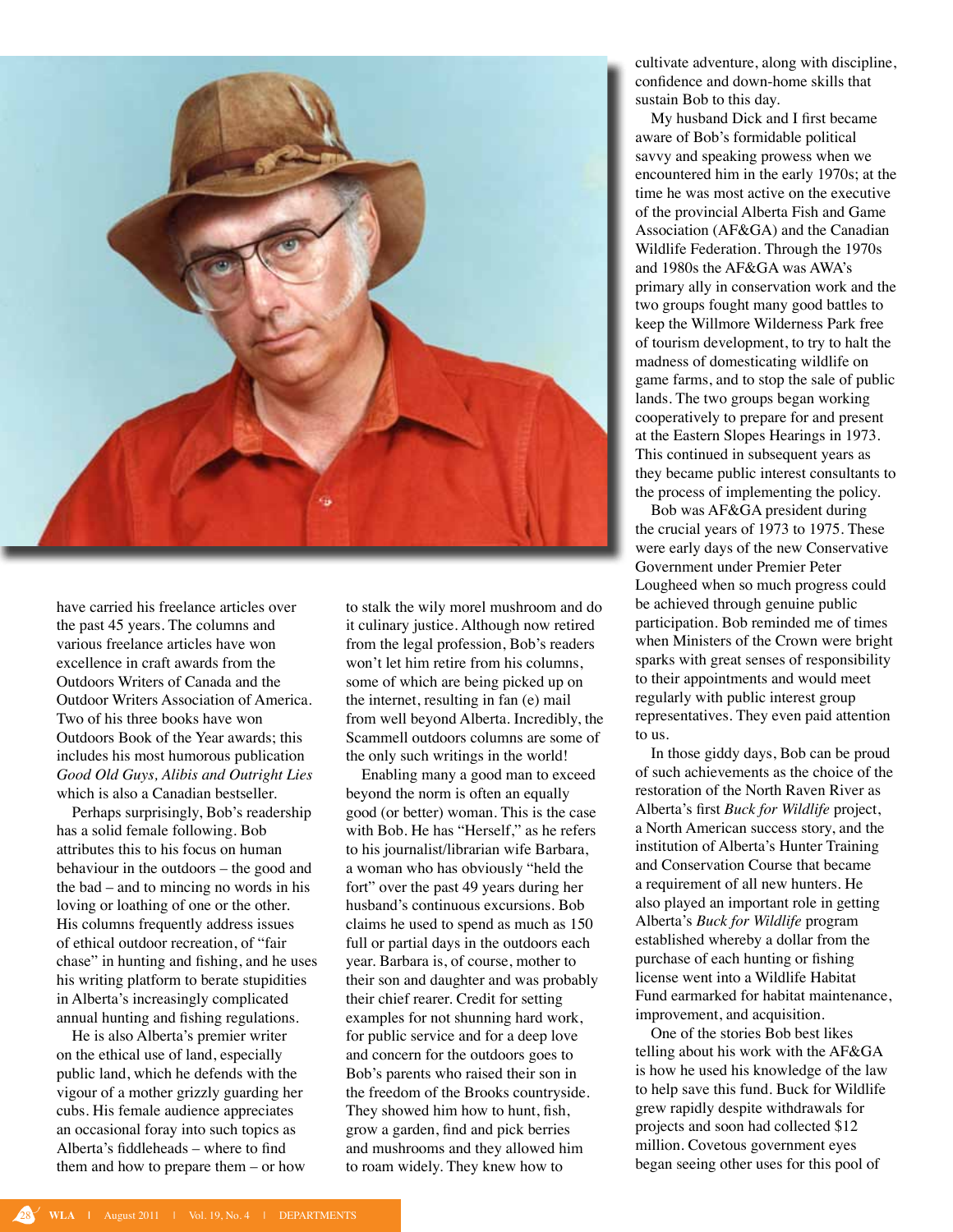have carried his freelance articles over the past 45 years. The columns and various freelance articles have won excellence in craft awards from the Outdoors Writers of Canada and the Outdoor Writers Association of America. Two of his three books have won Outdoors Book of the Year awards; this includes his most humorous publication *Good Old Guys, Alibis and Outright Lies* which is also a Canadian bestseller.

Perhaps surprisingly, Bob's readership has a solid female following. Bob attributes this to his focus on human behaviour in the outdoors – the good and the bad – and to mincing no words in his loving or loathing of one or the other. His columns frequently address issues of ethical outdoor recreation, of "fair chase" in hunting and fishing, and he uses his writing platform to berate stupidities in Alberta's increasingly complicated annual hunting and fishing regulations.

He is also Alberta's premier writer on the ethical use of land, especially public land, which he defends with the vigour of a mother grizzly guarding her cubs. His female audience appreciates an occasional foray into such topics as Alberta's fiddleheads – where to find them and how to prepare them – or how to stalk the wily morel mushroom and do it culinary justice. Although now retired from the legal profession, Bob's readers won't let him retire from his columns, some of which are being picked up on the internet, resulting in fan (e) mail from well beyond Alberta. Incredibly, the Scammell outdoors columns are some of the only such writings in the world!

Enabling many a good man to exceed beyond the norm is often an equally good (or better) woman. This is the case with Bob. He has "Herself," as he refers to his journalist/librarian wife Barbara, a woman who has obviously "held the fort" over the past 49 years during her husband's continuous excursions. Bob claims he used to spend as much as 150 full or partial days in the outdoors each year. Barbara is, of course, mother to their son and daughter and was probably their chief rearer. Credit for setting examples for not shunning hard work, for public service and for a deep love and concern for the outdoors goes to Bob's parents who raised their son in the freedom of the Brooks countryside. They showed him how to hunt, fish, grow a garden, find and pick berries and mushrooms and they allowed him to roam widely. They knew how to cultivate adventure, along with discipline, confidence and down-home skills that sustain Bob to this day.

My husband Dick and I first became aware of Bob's formidable political savvy and speaking prowess when we encountered him in the early 1970s; at the time he was most active on the executive of the provincial Alberta Fish and Game Association (AF&GA) and the Canadian Wildlife Federation. Through the 1970s and 1980s the AF&GA was AWA's primary ally in conservation work and the two groups fought many good battles to keep the Willmore Wilderness Park free of tourism development, to try to halt the madness of domesticating wildlife on game farms, and to stop the sale of public lands. The two groups began working cooperatively to prepare for and present at the Eastern Slopes Hearings in 1973. This continued in subsequent years as they became public interest consultants to the process of implementing the policy.

Bob was AF&GA president during the crucial years of 1973 to 1975. These were early days of the new Conservative Government under Premier Peter Lougheed when so much progress could be achieved through genuine public participation. Bob reminded me of times when Ministers of the Crown were bright sparks with great senses of responsibility to their appointments and would meet regularly with public interest group representatives. They even paid attention to us.

In those giddy days, Bob can be proud of such achievements as the choice of the restoration of the North Raven River as Alberta's first *Buck for Wildlife* project, a North American success story, and the institution of Alberta's Hunter Training and Conservation Course that became a requirement of all new hunters. He also played an important role in getting Alberta's *Buck for Wildlife* program established whereby a dollar from the purchase of each hunting or fishing license went into a Wildlife Habitat Fund earmarked for habitat maintenance, improvement, and acquisition.

One of the stories Bob best likes telling about his work with the AF&GA is how he used his knowledge of the law to help save this fund. Buck for Wildlife grew rapidly despite withdrawals for projects and soon had collected $12 million. Covetous government eyes began seeing other uses for this pool of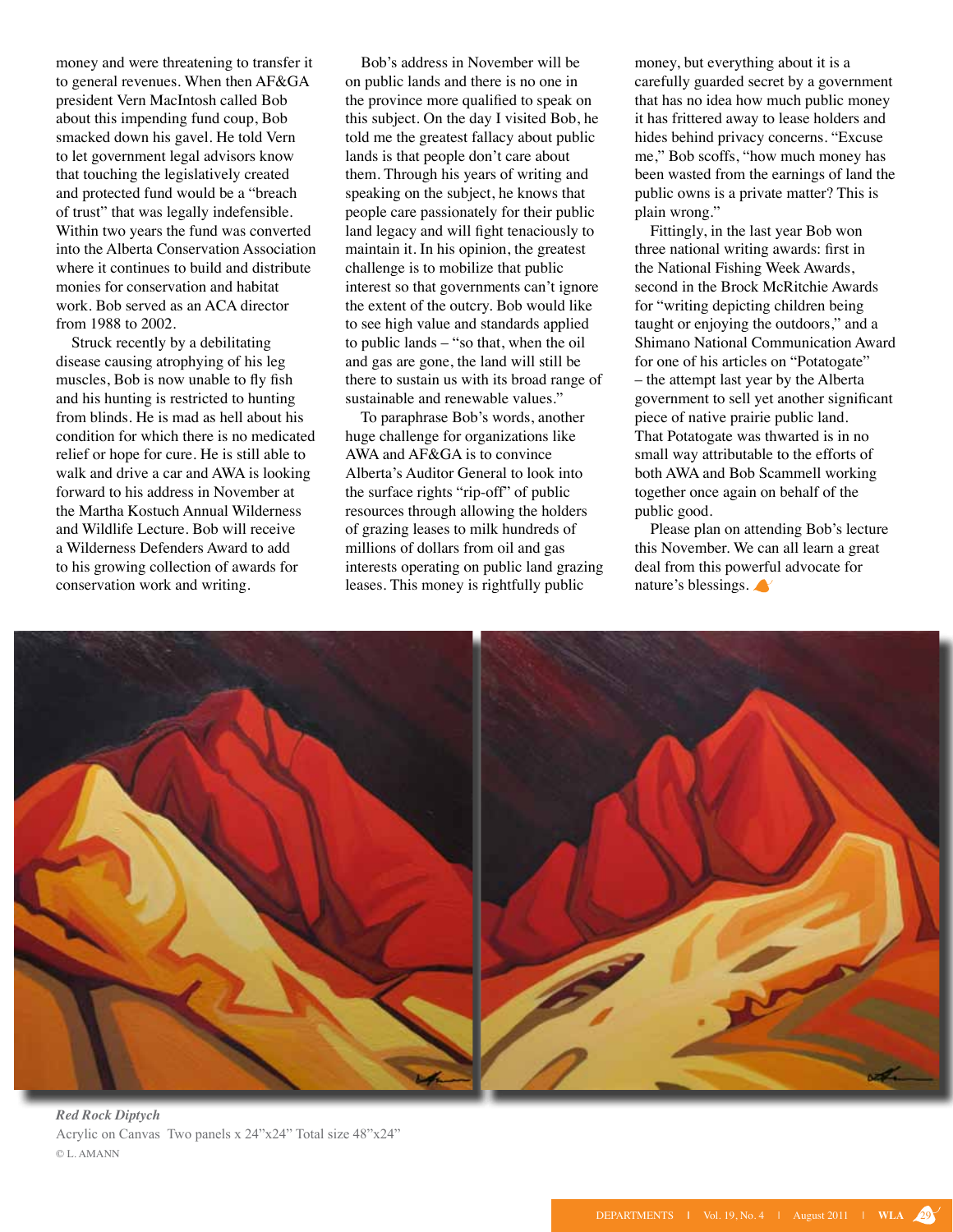money and were threatening to transfer it to general revenues. When then AF&GA president Vern MacIntosh called Bob about this impending fund coup, Bob smacked down his gavel. He told Vern to let government legal advisors know that touching the legislatively created and protected fund would be a "breach of trust" that was legally indefensible. Within two years the fund was converted into the Alberta Conservation Association where it continues to build and distribute monies for conservation and habitat work. Bob served as an ACA director from 1988 to 2002.

Struck recently by a debilitating disease causing atrophying of his leg muscles, Bob is now unable to fly fish and his hunting is restricted to hunting from blinds. He is mad as hell about his condition for which there is no medicated relief or hope for cure. He is still able to walk and drive a car and AWA is looking forward to his address in November at the Martha Kostuch Annual Wilderness and Wildlife Lecture. Bob will receive a Wilderness Defenders Award to add to his growing collection of awards for conservation work and writing.

Bob's address in November will be on public lands and there is no one in the province more qualified to speak on this subject. On the day I visited Bob, he told me the greatest fallacy about public lands is that people don't care about them. Through his years of writing and speaking on the subject, he knows that people care passionately for their public land legacy and will fight tenaciously to maintain it. In his opinion, the greatest challenge is to mobilize that public interest so that governments can't ignore the extent of the outcry. Bob would like to see high value and standards applied to public lands – "so that, when the oil and gas are gone, the land will still be there to sustain us with its broad range of sustainable and renewable values."

To paraphrase Bob's words, another huge challenge for organizations like AWA and AF&GA is to convince Alberta's Auditor General to look into the surface rights "rip-off" of public resources through allowing the holders of grazing leases to milk hundreds of millions of dollars from oil and gas interests operating on public land grazing leases. This money is rightfully public money, but everything about it is a carefully guarded secret by a government that has no idea how much public money it has frittered away to lease holders and hides behind privacy concerns. "Excuse me," Bob scoffs, "how much money has been wasted from the earnings of land the public owns is a private matter? This is plain wrong."

Fittingly, in the last year Bob won three national writing awards: first in the National Fishing Week Awards, second in the Brock McRitchie Awards for "writing depicting children being taught or enjoying the outdoors," and a Shimano National Communication Award for one of his articles on "Potatogate" – the attempt last year by the Alberta government to sell yet another significant piece of native prairie public land. That Potatogate was thwarted is in no small way attributable to the efforts of both AWA and Bob Scammell working together once again on behalf of the public good.

Please plan on attending Bob's lecture this November. We can all learn a great deal from this powerful advocate for nature's blessings.

***Red Rock Diptych***
Acrylic on Canvas Two panels x 24"x24" Total size 48"x24"
© L. AMANN